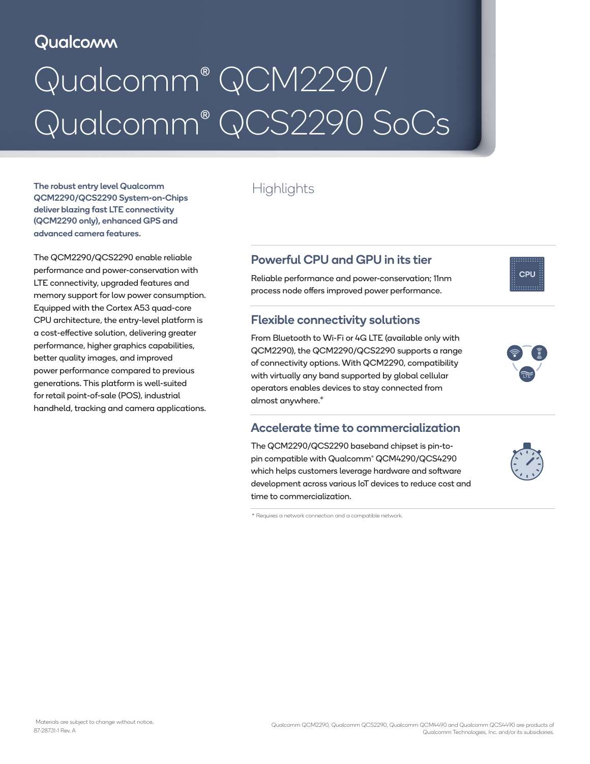Qualcomm

# Qualcomm® QCM2290/ Qualcomm® QCS2290 SoCs

**The robust entry level Qualcomm QCM2290/QCS2290 System-on-Chips deliver blazing fast LTE connectivity (QCM2290 only), enhanced GPS and advanced camera features.**

The QCM2290/QCS2290 enable reliable performance and power-conservation with LTE connectivity, upgraded features and memory support for low power consumption. Equipped with the Cortex A53 quad-core CPU architecture, the entry-level platform is a cost-effective solution, delivering greater performance, higher graphics capabilities, better quality images, and improved power performance compared to previous generations. This platform is well-suited for retail point-of-sale (POS), industrial handheld, tracking and camera applications.

## Highlights

### Powerful CPU and GPU in its tier

Reliable performance and power-conservation; 11nm process node offers improved power performance.

### Flexible connectivity solutions

From Bluetooth to Wi-Fi or 4G LTE (available only with QCM2290), the QCM2290/QCS2290 supports a range of connectivity options. With QCM2290, compatibility with virtually any band supported by global cellular operators enables devices to stay connected from almost anywhere.*

### Accelerate time to commercialization

The QCM2290/QCS2290 baseband chipset is pin-to-pin compatible with Qualcomm® QCM4290/QCS4290 which helps customers leverage hardware and software development across various IoT devices to reduce cost and time to commercialization.

* Requires a network connection and a compatible network.

Materials are subject to change without notice.
87-28731-1 Rev. A

Qualcomm QCM2290, Qualcomm QCS2290, Qualcomm QCM4490 and Qualcomm QCS4490 are products of Qualcomm Technologies, Inc. and/or its subsidiaries.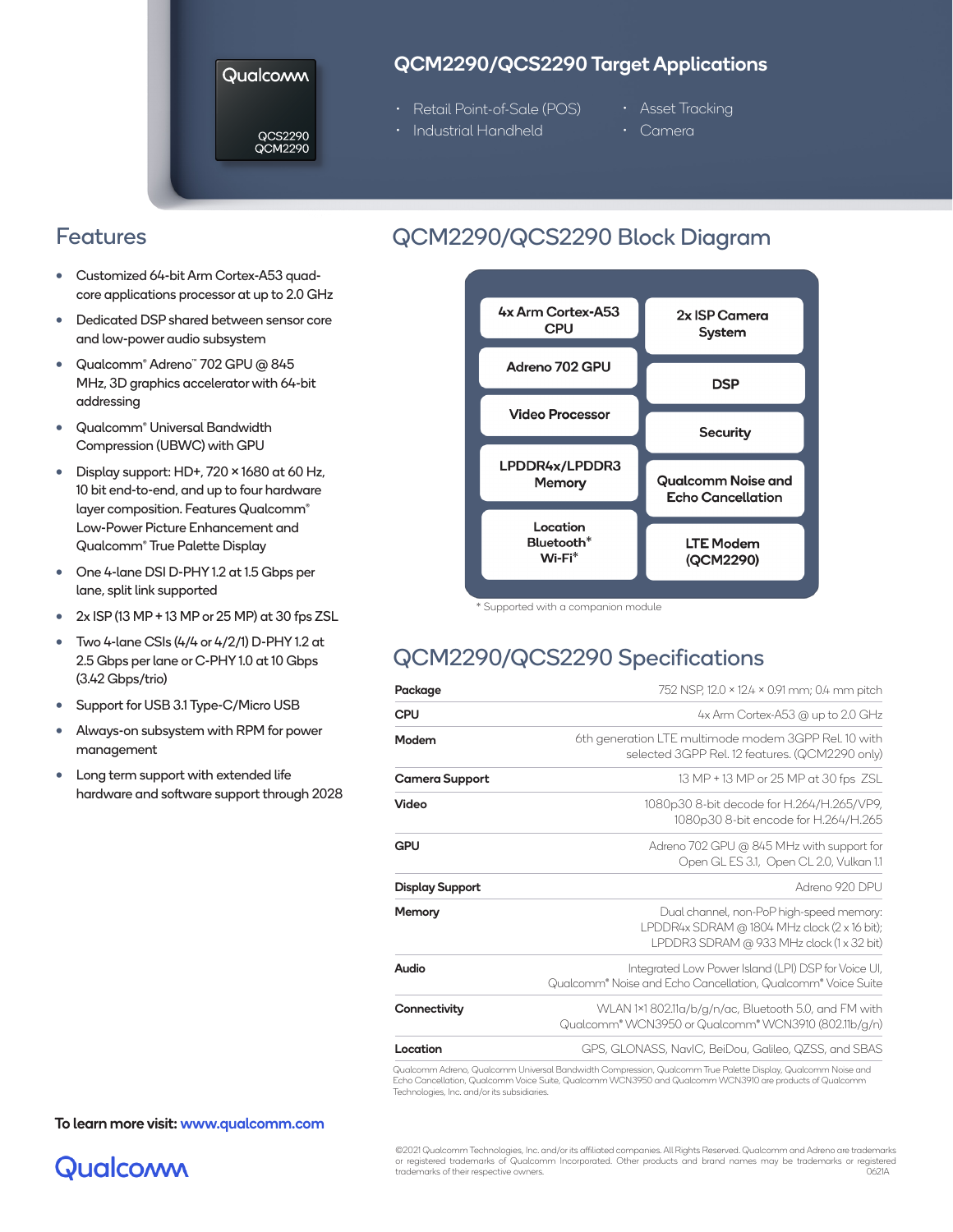Qualcomm

QCS2290
QCM2290

## QCM2290/QCS2290 Target Applications

- Retail Point-of-Sale (POS)
- Industrial Handheld
- Asset Tracking
- Camera

## Features

- Customized 64-bit Arm Cortex-A53 quad-core applications processor at up to 2.0 GHz
- Dedicated DSP shared between sensor core and low-power audio subsystem
- Qualcomm® Adreno™ 702 GPU @ 845 MHz, 3D graphics accelerator with 64-bit addressing
- Qualcomm® Universal Bandwidth Compression (UBWC) with GPU
- Display support: HD+, 720 × 1680 at 60 Hz, 10 bit end-to-end, and up to four hardware layer composition. Features Qualcomm® Low-Power Picture Enhancement and Qualcomm® True Palette Display
- One 4-lane DSI D-PHY 1.2 at 1.5 Gbps per lane, split link supported
- 2x ISP (13 MP + 13 MP or 25 MP) at 30 fps ZSL
- Two 4-lane CSIs (4/4 or 4/2/1) D-PHY 1.2 at 2.5 Gbps per lane or C-PHY 1.0 at 10 Gbps (3.42 Gbps/trio)
- Support for USB 3.1 Type-C/Micro USB
- Always-on subsystem with RPM for power management
- Long term support with extended life hardware and software support through 2028

## QCM2290/QCS2290 Block Diagram

4x Arm Cortex-A53 CPU

2x ISP Camera System

Adreno 702 GPU

DSP

Video Processor

Security

LPDDR4x/LPDDR3 Memory

Qualcomm Noise and Echo Cancellation

Location
Bluetooth*
Wi-Fi*

LTE Modem (QCM2290)

\* Supported with a companion module

## QCM2290/QCS2290 Specifications

| | |
|---|---|
| **Package** | 752 NSP, 12.0 × 12.4 × 0.91 mm; 0.4 mm pitch |
| **CPU** | 4x Arm Cortex-A53 @ up to 2.0 GHz |
| **Modem** | 6th generation LTE multimode modem 3GPP Rel. 10 with selected 3GPP Rel. 12 features. (QCM2290 only) |
| **Camera Support** | 13 MP + 13 MP or 25 MP at 30 fps ZSL |
| **Video** | 1080p30 8-bit decode for H.264/H.265/VP9, 1080p30 8-bit encode for H.264/H.265 |
| **GPU** | Adreno 702 GPU @ 845 MHz with support for Open GL ES 3.1, Open CL 2.0, Vulkan 1.1 |
| **Display Support** | Adreno 920 DPU |
| **Memory** | Dual channel, non-PoP high-speed memory: LPDDR4x SDRAM @ 1804 MHz clock (2 x 16 bit); LPDDR3 SDRAM @ 933 MHz clock (1 x 32 bit) |
| **Audio** | Integrated Low Power Island (LPI) DSP for Voice UI, Qualcomm® Noise and Echo Cancellation, Qualcomm® Voice Suite |
| **Connectivity** | WLAN 1×1 802.11a/b/g/n/ac, Bluetooth 5.0, and FM with Qualcomm® WCN3950 or Qualcomm® WCN3910 (802.11b/g/n) |
| **Location** | GPS, GLONASS, NavIC, BeiDou, Galileo, QZSS, and SBAS |

Qualcomm Adreno, Qualcomm Universal Bandwidth Compression, Qualcomm True Palette Display, Qualcomm Noise and Echo Cancellation, Qualcomm Voice Suite, Qualcomm WCN3950 and Qualcomm WCN3910 are products of Qualcomm Technologies, Inc. and/or its subsidiaries.

**To learn more visit: www.qualcomm.com**

Qualcomm

©2021 Qualcomm Technologies, Inc. and/or its affiliated companies. All Rights Reserved. Qualcomm and Adreno are trademarks or registered trademarks of Qualcomm Incorporated. Other products and brand names may be trademarks or registered trademarks of their respective owners.
0621A